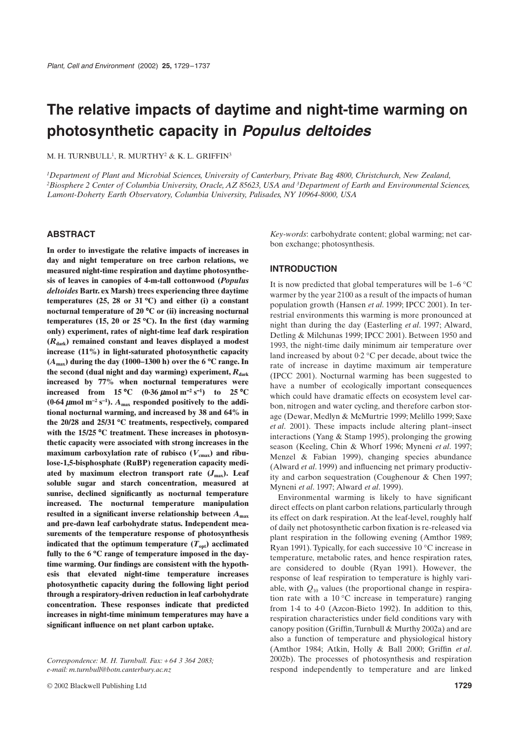# The relative impacts of daytime and night-time warming on photosynthetic capacity in *Populus deltoides*

M. H. TURNBULL[1], R. MURTHY[2] & K. L. GRIFFIN[3]

[1]Department of Plant and Microbial Sciences, University of Canterbury, Private Bag 4800, Christchurch, New Zealand, [2]Biosphere 2 Center of Columbia University, Oracle, AZ 85623, USA and [3]Department of Earth and Environmental Sciences, Lamont-Doherty Earth Observatory, Columbia University, Palisades, NY 10964-8000, USA

## ABSTRACT

**In order to investigate the relative impacts of increases in day and night temperature on tree carbon relations, we measured night-time respiration and daytime photosynthesis of leaves in canopies of 4-m-tall cottonwood (*Populus deltoides* Bartr. ex Marsh) trees experiencing three daytime temperatures (25, 28 or 31 °C) and either (i) a constant nocturnal temperature of 20 °C or (ii) increasing nocturnal temperatures (15, 20 or 25 °C). In the first (day warming only) experiment, rates of night-time leaf dark respiration ($R_{dark}$) remained constant and leaves displayed a modest increase (11%) in light-saturated photosynthetic capacity ($A_{max}$) during the day (1000–1300 h) over the 6 °C range. In the second (dual night and day warming) experiment, $R_{dark}$ increased by 77% when nocturnal temperatures were increased from 15 °C (0·36 μmol m$^{-2}$ s$^{-1}$) to 25 °C (0·64 μmol m$^{-2}$ s$^{-1}$). $A_{max}$ responded positively to the additional nocturnal warming, and increased by 38 and 64% in the 20/28 and 25/31 °C treatments, respectively, compared with the 15/25 °C treatment. These increases in photosynthetic capacity were associated with strong increases in the maximum carboxylation rate of rubisco ($V_{cmax}$) and ribulose-1,5-bisphosphate (RuBP) regeneration capacity mediated by maximum electron transport rate ($J_{max}$). Leaf soluble sugar and starch concentration, measured at sunrise, declined significantly as nocturnal temperature increased. The nocturnal temperature manipulation resulted in a significant inverse relationship between $A_{max}$ and pre-dawn leaf carbohydrate status. Independent measurements of the temperature response of photosynthesis indicated that the optimum temperature ($T_{opt}$) acclimated fully to the 6 °C range of temperature imposed in the daytime warming. Our findings are consistent with the hypothesis that elevated night-time temperature increases photosynthetic capacity during the following light period through a respiratory-driven reduction in leaf carbohydrate concentration. These responses indicate that predicted increases in night-time minimum temperatures may have a significant influence on net plant carbon uptake.**

*Key-words*: carbohydrate content; global warming; net carbon exchange; photosynthesis.

*Correspondence: M. H. Turnbull. Fax: +64 3 364 2083; e-mail: m.turnbull@botn.canterbury.ac.nz*

## INTRODUCTION

It is now predicted that global temperatures will be 1–6 °C warmer by the year 2100 as a result of the impacts of human population growth (Hansen *et al*. 1999; IPCC 2001). In terrestrial environments this warming is more pronounced at night than during the day (Easterling *et al*. 1997; Alward, Detling & Milchunas 1999; IPCC 2001). Between 1950 and 1993, the night-time daily minimum air temperature over land increased by about 0·2 °C per decade, about twice the rate of increase in daytime maximum air temperature (IPCC 2001). Nocturnal warming has been suggested to have a number of ecologically important consequences which could have dramatic effects on ecosystem level carbon, nitrogen and water cycling, and therefore carbon storage (Dewar, Medlyn & McMurtrie 1999; Melillo 1999; Saxe *et al*. 2001). These impacts include altering plant–insect interactions (Yang & Stamp 1995), prolonging the growing season (Keeling, Chin & Whorf 1996; Myneni *et al*. 1997; Menzel & Fabian 1999), changing species abundance (Alward *et al*. 1999) and influencing net primary productivity and carbon sequestration (Coughenour & Chen 1997; Myneni *et al*. 1997; Alward *et al*. 1999).

Environmental warming is likely to have significant direct effects on plant carbon relations, particularly through its effect on dark respiration. At the leaf-level, roughly half of daily net photosynthetic carbon fixation is re-released via plant respiration in the following evening (Amthor 1989; Ryan 1991). Typically, for each successive 10 °C increase in temperature, metabolic rates, and hence respiration rates, are considered to double (Ryan 1991). However, the response of leaf respiration to temperature is highly variable, with $Q_{10}$ values (the proportional change in respiration rate with a 10 °C increase in temperature) ranging from 1·4 to 4·0 (Azcon-Bieto 1992). In addition to this, respiration characteristics under field conditions vary with canopy position (Griffin, Turnbull & Murthy 2002a) and are also a function of temperature and physiological history (Amthor 1984; Atkin, Holly & Ball 2000; Griffin *et al*. 2002b). The processes of photosynthesis and respiration respond independently to temperature and are linked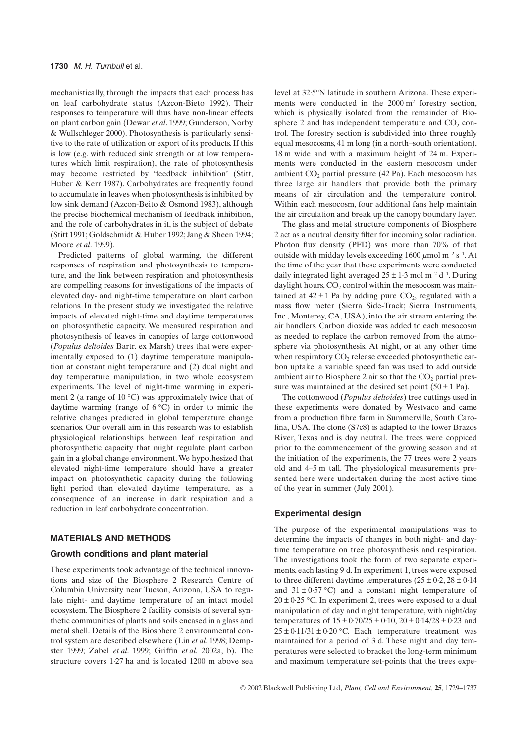mechanistically, through the impacts that each process has on leaf carbohydrate status (Azcon-Bieto 1992). Their responses to temperature will thus have non-linear effects on plant carbon gain (Dewar *et al*. 1999; Gunderson, Norby & Wullschleger 2000). Photosynthesis is particularly sensitive to the rate of utilization or export of its products. If this is low (e.g. with reduced sink strength or at low temperatures which limit respiration), the rate of photosynthesis may become restricted by 'feedback inhibition' (Stitt, Huber & Kerr 1987). Carbohydrates are frequently found to accumulate in leaves when photosynthesis is inhibited by low sink demand (Azcon-Beito & Osmond 1983), although the precise biochemical mechanism of feedback inhibition, and the role of carbohydrates in it, is the subject of debate (Stitt 1991; Goldschmidt & Huber 1992; Jang & Sheen 1994; Moore *et al*. 1999).

Predicted patterns of global warming, the different responses of respiration and photosynthesis to temperature, and the link between respiration and photosynthesis are compelling reasons for investigations of the impacts of elevated day- and night-time temperature on plant carbon relations. In the present study we investigated the relative impacts of elevated night-time and daytime temperatures on photosynthetic capacity. We measured respiration and photosynthesis of leaves in canopies of large cottonwood (*Populus deltoides* Bartr. ex Marsh) trees that were experimentally exposed to (1) daytime temperature manipulation at constant night temperature and (2) dual night and day temperature manipulation, in two whole ecosystem experiments. The level of night-time warming in experiment 2 (a range of 10 °C) was approximately twice that of daytime warming (range of 6 °C) in order to mimic the relative changes predicted in global temperature change scenarios. Our overall aim in this research was to establish physiological relationships between leaf respiration and photosynthetic capacity that might regulate plant carbon gain in a global change environment. We hypothesized that elevated night-time temperature should have a greater impact on photosynthetic capacity during the following light period than elevated daytime temperature, as a consequence of an increase in dark respiration and a reduction in leaf carbohydrate concentration.

## MATERIALS AND METHODS

### Growth conditions and plant material

These experiments took advantage of the technical innovations and size of the Biosphere 2 Research Centre of Columbia University near Tucson, Arizona, USA to regulate night- and daytime temperature of an intact model ecosystem. The Biosphere 2 facility consists of several synthetic communities of plants and soils encased in a glass and metal shell. Details of the Biosphere 2 environmental control system are described elsewhere (Lin *et al*. 1998; Dempster 1999; Zabel *et al*. 1999; Griffin *et al*. 2002a, b). The structure covers 1·27 ha and is located 1200 m above sea level at 32·5°N latitude in southern Arizona. These experiments were conducted in the 2000 $m^2$ forestry section, which is physically isolated from the remainder of Biosphere 2 and has independent temperature and $CO_2$ control. The forestry section is subdivided into three roughly equal mesocosms, 41 m long (in a north–south orientation), 18 m wide and with a maximum height of 24 m. Experiments were conducted in the eastern mesocosm under ambient $CO_2$ partial pressure (42 Pa). Each mesocosm has three large air handlers that provide both the primary means of air circulation and the temperature control. Within each mesocosm, four additional fans help maintain the air circulation and break up the canopy boundary layer.

The glass and metal structure components of Biosphere 2 act as a neutral density filter for incoming solar radiation. Photon flux density (PFD) was more than 70% of that outside with midday levels exceeding 1600 $\mu$mol $m^{-2}$ $s^{-1}$. At the time of the year that these experiments were conducted daily integrated light averaged $25 \pm 1{\cdot}3$ mol $m^{-2}$ $d^{-1}$. During daylight hours, $CO_2$ control within the mesocosm was maintained at $42 \pm 1$ Pa by adding pure $CO_2$, regulated with a mass flow meter (Sierra Side-Track; Sierra Instruments, Inc., Monterey, CA, USA), into the air stream entering the air handlers. Carbon dioxide was added to each mesocosm as needed to replace the carbon removed from the atmosphere via photosynthesis. At night, or at any other time when respiratory $CO_2$ release exceeded photosynthetic carbon uptake, a variable speed fan was used to add outside ambient air to Biosphere 2 air so that the $CO_2$ partial pressure was maintained at the desired set point ($50 \pm 1$ Pa).

The cottonwood (*Populus deltoides*) tree cuttings used in these experiments were donated by Westvaco and came from a production fibre farm in Summerville, South Carolina, USA. The clone (S7c8) is adapted to the lower Brazos River, Texas and is day neutral. The trees were coppiced prior to the commencement of the growing season and at the initiation of the experiments, the 77 trees were 2 years old and 4–5 m tall. The physiological measurements presented here were undertaken during the most active time of the year in summer (July 2001).

### Experimental design

The purpose of the experimental manipulations was to determine the impacts of changes in both night- and daytime temperature on tree photosynthesis and respiration. The investigations took the form of two separate experiments, each lasting 9 d. In experiment 1, trees were exposed to three different daytime temperatures ($25 \pm 0{\cdot}2$, $28 \pm 0{\cdot}14$ and $31 \pm 0{\cdot}57$ °C) and a constant night temperature of $20 \pm 0{\cdot}25$ °C. In experiment 2, trees were exposed to a dual manipulation of day and night temperature, with night/day temperatures of $15 \pm 0{\cdot}70/25 \pm 0{\cdot}10$, $20 \pm 0{\cdot}14/28 \pm 0{\cdot}23$ and $25 \pm 0{\cdot}11/31 \pm 0{\cdot}20$ °C. Each temperature treatment was maintained for a period of 3 d. These night and day temperatures were selected to bracket the long-term minimum and maximum temperature set-points that the trees expe-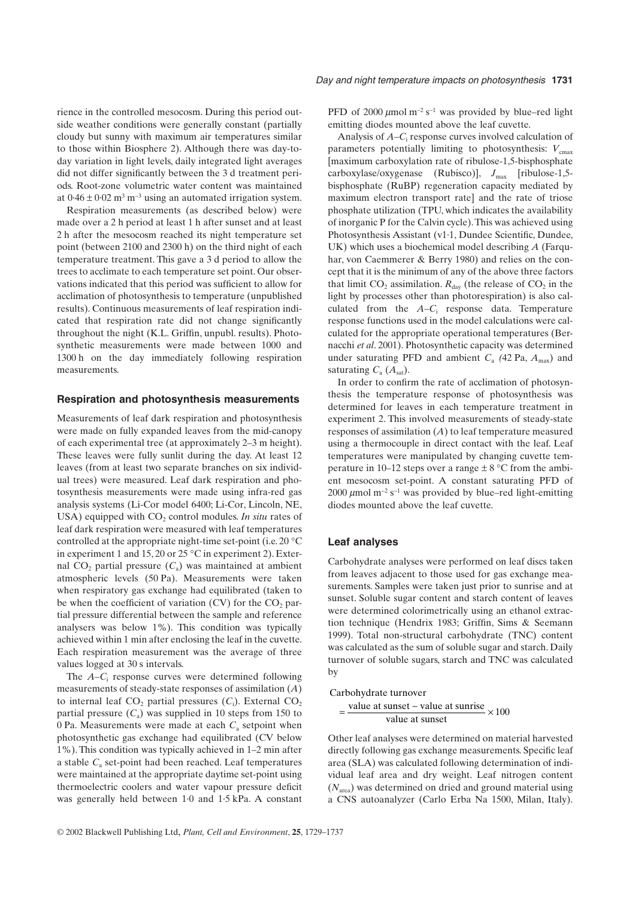rience in the controlled mesocosm. During this period outside weather conditions were generally constant (partially cloudy but sunny with maximum air temperatures similar to those within Biosphere 2). Although there was day-to-day variation in light levels, daily integrated light averages did not differ significantly between the 3 d treatment periods. Root-zone volumetric water content was maintained at $0.46 \pm 0.02$ $m^3$ $m^{-3}$ using an automated irrigation system.

Respiration measurements (as described below) were made over a 2 h period at least 1 h after sunset and at least 2 h after the mesocosm reached its night temperature set point (between 2100 and 2300 h) on the third night of each temperature treatment. This gave a 3 d period to allow the trees to acclimate to each temperature set point. Our observations indicated that this period was sufficient to allow for acclimation of photosynthesis to temperature (unpublished results). Continuous measurements of leaf respiration indicated that respiration rate did not change significantly throughout the night (K.L. Griffin, unpubl. results). Photosynthetic measurements were made between 1000 and 1300 h on the day immediately following respiration measurements.

## Respiration and photosynthesis measurements

Measurements of leaf dark respiration and photosynthesis were made on fully expanded leaves from the mid-canopy of each experimental tree (at approximately 2–3 m height). These leaves were fully sunlit during the day. At least 12 leaves (from at least two separate branches on six individual trees) were measured. Leaf dark respiration and photosynthesis measurements were made using infra-red gas analysis systems (Li-Cor model 6400; Li-Cor, Lincoln, NE, USA) equipped with $CO_2$ control modules. *In situ* rates of leaf dark respiration were measured with leaf temperatures controlled at the appropriate night-time set-point (i.e. 20 °C in experiment 1 and 15, 20 or 25 °C in experiment 2). External $CO_2$ partial pressure ($C_a$) was maintained at ambient atmospheric levels (50 Pa). Measurements were taken when respiratory gas exchange had equilibrated (taken to be when the coefficient of variation (CV) for the $CO_2$ partial pressure differential between the sample and reference analysers was below 1%). This condition was typically achieved within 1 min after enclosing the leaf in the cuvette. Each respiration measurement was the average of three values logged at 30 s intervals.

The $A$–$C_i$ response curves were determined following measurements of steady-state responses of assimilation ($A$) to internal leaf $CO_2$ partial pressures ($C_i$). External $CO_2$ partial pressure ($C_a$) was supplied in 10 steps from 150 to 0 Pa. Measurements were made at each $C_a$ setpoint when photosynthetic gas exchange had equilibrated (CV below 1%). This condition was typically achieved in 1–2 min after a stable $C_a$ set-point had been reached. Leaf temperatures were maintained at the appropriate daytime set-point using thermoelectric coolers and water vapour pressure deficit was generally held between 1·0 and 1·5 kPa. A constant PFD of 2000 $\mu$mol $m^{-2}$ $s^{-1}$ was provided by blue–red light emitting diodes mounted above the leaf cuvette.

Analysis of $A$–$C_i$ response curves involved calculation of parameters potentially limiting to photosynthesis: $V_{cmax}$ [maximum carboxylation rate of ribulose-1,5-bisphosphate carboxylase/oxygenase (Rubisco)], $J_{max}$ [ribulose-1,5-bisphosphate (RuBP) regeneration capacity mediated by maximum electron transport rate] and the rate of triose phosphate utilization (TPU, which indicates the availability of inorganic P for the Calvin cycle). This was achieved using Photosynthesis Assistant (v1·1, Dundee Scientific, Dundee, UK) which uses a biochemical model describing $A$ (Farquhar, von Caemmerer & Berry 1980) and relies on the concept that it is the minimum of any of the above three factors that limit $CO_2$ assimilation. $R_{day}$ (the release of $CO_2$ in the light by processes other than photorespiration) is also calculated from the $A$–$C_i$ response data. Temperature response functions used in the model calculations were calculated for the appropriate operational temperatures (Bernacchi *et al*. 2001). Photosynthetic capacity was determined under saturating PFD and ambient $C_a$ (42 Pa, $A_{max}$) and saturating $C_a$ ($A_{sat}$).

In order to confirm the rate of acclimation of photosynthesis the temperature response of photosynthesis was determined for leaves in each temperature treatment in experiment 2. This involved measurements of steady-state responses of assimilation ($A$) to leaf temperature measured using a thermocouple in direct contact with the leaf. Leaf temperatures were manipulated by changing cuvette temperature in 10–12 steps over a range ± 8 °C from the ambient mesocosm set-point. A constant saturating PFD of 2000 $\mu$mol $m^{-2}$ $s^{-1}$ was provided by blue–red light-emitting diodes mounted above the leaf cuvette.

## Leaf analyses

Carbohydrate analyses were performed on leaf discs taken from leaves adjacent to those used for gas exchange measurements. Samples were taken just prior to sunrise and at sunset. Soluble sugar content and starch content of leaves were determined colorimetrically using an ethanol extraction technique (Hendrix 1983; Griffin, Sims & Seemann 1999). Total non-structural carbohydrate (TNC) content was calculated as the sum of soluble sugar and starch. Daily turnover of soluble sugars, starch and TNC was calculated by

$$\text{Carbohydrate turnover} = \frac{\text{value at sunset} - \text{value at sunrise}}{\text{value at sunset}} \times 100$$

Other leaf analyses were determined on material harvested directly following gas exchange measurements. Specific leaf area (SLA) was calculated following determination of individual leaf area and dry weight. Leaf nitrogen content ($N_{area}$) was determined on dried and ground material using a CNS autoanalyzer (Carlo Erba Na 1500, Milan, Italy).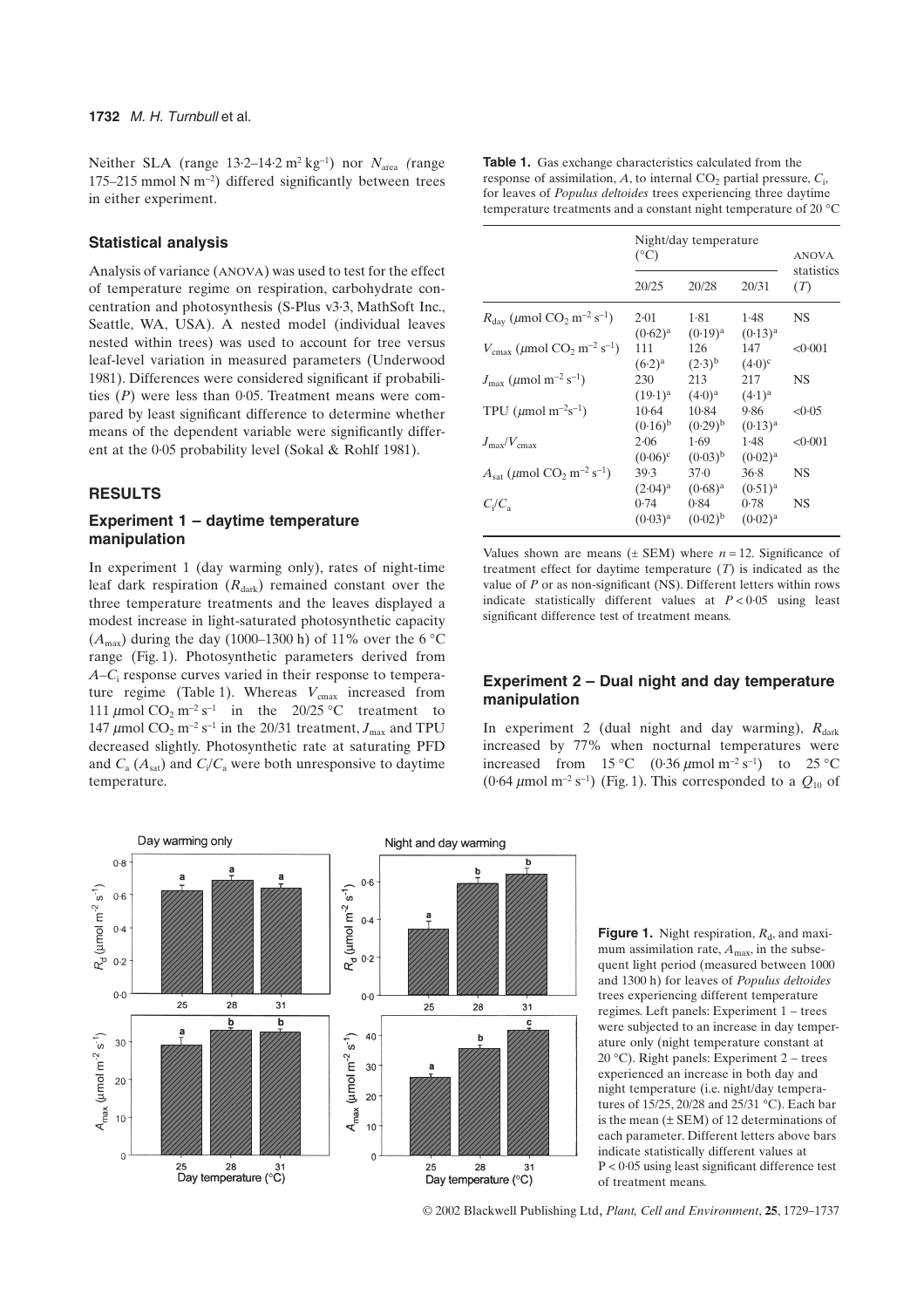Neither SLA (range 13·2–14·2 $m^2\ kg^{-1}$) nor $N_{area}$ (range 175–215 mmol N $m^{-2}$) differed significantly between trees in either experiment.

### Statistical analysis

Analysis of variance (ANOVA) was used to test for the effect of temperature regime on respiration, carbohydrate concentration and photosynthesis (S-Plus v3·3, MathSoft Inc., Seattle, WA, USA). A nested model (individual leaves nested within trees) was used to account for tree versus leaf-level variation in measured parameters (Underwood 1981). Differences were considered significant if probabilities ($P$) were less than 0·05. Treatment means were compared by least significant difference to determine whether means of the dependent variable were significantly different at the 0·05 probability level (Sokal & Rohlf 1981).

## RESULTS

### Experiment 1 – daytime temperature manipulation

In experiment 1 (day warming only), rates of night-time leaf dark respiration ($R_{dark}$) remained constant over the three temperature treatments and the leaves displayed a modest increase in light-saturated photosynthetic capacity ($A_{max}$) during the day (1000–1300 h) of 11% over the 6 °C range (Fig. 1). Photosynthetic parameters derived from $A$–$C_i$ response curves varied in their response to temperature regime (Table 1). Whereas $V_{cmax}$ increased from 111 $\mu$mol $CO_2\ m^{-2}\ s^{-1}$ in the 20/25 °C treatment to 147 $\mu$mol $CO_2\ m^{-2}\ s^{-1}$ in the 20/31 treatment, $J_{max}$ and TPU decreased slightly. Photosynthetic rate at saturating PFD and $C_a$ ($A_{sat}$) and $C_i/C_a$ were both unresponsive to daytime temperature.

**Table 1.** Gas exchange characteristics calculated from the response of assimilation, $A$, to internal $CO_2$ partial pressure, $C_i$, for leaves of *Populus deltoides* trees experiencing three daytime temperature treatments and a constant night temperature of 20 °C

| | Night/day temperature (°C) | | | ANOVA statistics ($T$) |
|---|---|---|---|---|
| | 20/25 | 20/28 | 20/31 | |
| $R_{day}$ ($\mu$mol $CO_2\ m^{-2}\ s^{-1}$) | 2·01 (0·62)[a] | 1·81 (0·19)[a] | 1·48 (0·13)[a] | NS |
| $V_{cmax}$ ($\mu$mol $CO_2\ m^{-2}\ s^{-1}$) | 111 (6·2)[a] | 126 (2·3)[b] | 147 (4·0)[c] | <0·001 |
| $J_{max}$ ($\mu$mol $m^{-2}\ s^{-1}$) | 230 (19·1)[a] | 213 (4·0)[a] | 217 (4·1)[a] | NS |
| TPU ($\mu$mol $m^{-2} s^{-1}$) | 10·64 (0·16)[b] | 10·84 (0·29)[b] | 9·86 (0·13)[a] | <0·05 |
| $J_{max}/V_{cmax}$ | 2·06 (0·06)[c] | 1·69 (0·03)[b] | 1·48 (0·02)[a] | <0·001 |
| $A_{sat}$ ($\mu$mol $CO_2\ m^{-2}\ s^{-1}$) | 39·3 (2·04)[a] | 37·0 (0·68)[a] | 36·8 (0·51)[a] | NS |
| $C_i/C_a$ | 0·74 (0·03)[a] | 0·84 (0·02)[b] | 0·78 (0·02)[a] | NS |

Values shown are means (± SEM) where $n = 12$. Significance of treatment effect for daytime temperature ($T$) is indicated as the value of $P$ or as non-significant (NS). Different letters within rows indicate statistically different values at $P < 0·05$ using least significant difference test of treatment means.

### Experiment 2 – Dual night and day temperature manipulation

In experiment 2 (dual night and day warming), $R_{dark}$ increased by 77% when nocturnal temperatures were increased from 15 °C (0·36 $\mu$mol $m^{-2}\ s^{-1}$) to 25 °C (0·64 $\mu$mol $m^{-2}\ s^{-1}$) (Fig. 1). This corresponded to a $Q_{10}$ of

**Figure 1.** Night respiration, $R_d$, and maximum assimilation rate, $A_{max}$, in the subsequent light period (measured between 1000 and 1300 h) for leaves of *Populus deltoides* trees experiencing different temperature regimes. Left panels: Experiment 1 – trees were subjected to an increase in day temperature only (night temperature constant at 20 °C). Right panels: Experiment 2 – trees experienced an increase in both day and night temperature (i.e. night/day temperatures of 15/25, 20/28 and 25/31 °C). Each bar is the mean (± SEM) of 12 determinations of each parameter. Different letters above bars indicate statistically different values at $P < 0·05$ using least significant difference test of treatment means.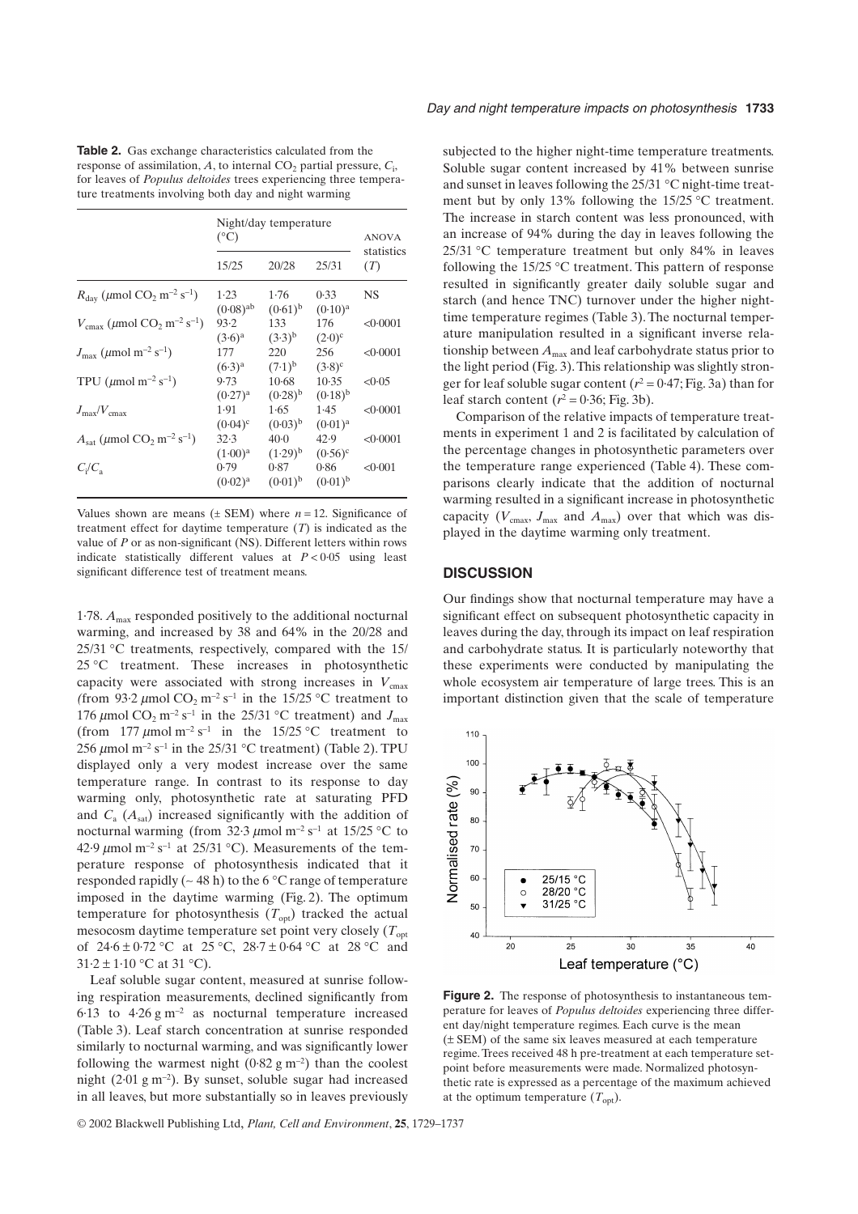**Table 2.** Gas exchange characteristics calculated from the response of assimilation, $A$, to internal $CO_2$ partial pressure, $C_i$, for leaves of *Populus deltoides* trees experiencing three temperature treatments involving both day and night warming

| | Night/day temperature (°C) | | | ANOVA statistics ($T$) |
|---|---|---|---|---|
| | 15/25 | 20/28 | 25/31 | |
| $R_{day}$ ($\mu$mol $CO_2$ m$^{-2}$ s$^{-1}$) | 1·23 (0·08)$^{ab}$ | 1·76 (0·61)$^{b}$ | 0·33 (0·10)$^{a}$ | NS |
| $V_{cmax}$ ($\mu$mol $CO_2$ m$^{-2}$ s$^{-1}$) | 93·2 (3·6)$^{a}$ | 133 (3·3)$^{b}$ | 176 (2·0)$^{c}$ | <0·0001 |
| $J_{max}$ ($\mu$mol m$^{-2}$ s$^{-1}$) | 177 (6·3)$^{a}$ | 220 (7·1)$^{b}$ | 256 (3·8)$^{c}$ | <0·0001 |
| TPU ($\mu$mol m$^{-2}$ s$^{-1}$) | 9·73 (0·27)$^{a}$ | 10·68 (0·28)$^{b}$ | 10·35 (0·18)$^{b}$ | <0·05 |
| $J_{max}/V_{cmax}$ | 1·91 (0·04)$^{c}$ | 1·65 (0·03)$^{b}$ | 1·45 (0·01)$^{a}$ | <0·0001 |
| $A_{sat}$ ($\mu$mol $CO_2$ m$^{-2}$ s$^{-1}$) | 32·3 (1·00)$^{a}$ | 40·0 (1·29)$^{b}$ | 42·9 (0·56)$^{c}$ | <0·0001 |
| $C_i/C_a$ | 0·79 (0·02)$^{a}$ | 0·87 (0·01)$^{b}$ | 0·86 (0·01)$^{b}$ | <0·001 |

Values shown are means (± SEM) where $n = 12$. Significance of treatment effect for daytime temperature ($T$) is indicated as the value of $P$ or as non-significant (NS). Different letters within rows indicate statistically different values at $P < 0·05$ using least significant difference test of treatment means.

1·78. $A_{max}$ responded positively to the additional nocturnal warming, and increased by 38 and 64% in the 20/28 and 25/31 °C treatments, respectively, compared with the 15/25 °C treatment. These increases in photosynthetic capacity were associated with strong increases in $V_{cmax}$ (from 93·2 $\mu$mol $CO_2$ m$^{-2}$ s$^{-1}$ in the 15/25 °C treatment to 176 $\mu$mol $CO_2$ m$^{-2}$ s$^{-1}$ in the 25/31 °C treatment) and $J_{max}$ (from 177 $\mu$mol m$^{-2}$ s$^{-1}$ in the 15/25 °C treatment to 256 $\mu$mol m$^{-2}$ s$^{-1}$ in the 25/31 °C treatment) (Table 2). TPU displayed only a very modest increase over the same temperature range. In contrast to its response to day warming only, photosynthetic rate at saturating PFD and $C_a$ ($A_{sat}$) increased significantly with the addition of nocturnal warming (from 32·3 $\mu$mol m$^{-2}$ s$^{-1}$ at 15/25 °C to 42·9 $\mu$mol m$^{-2}$ s$^{-1}$ at 25/31 °C). Measurements of the temperature response of photosynthesis indicated that it responded rapidly (~ 48 h) to the 6 °C range of temperature imposed in the daytime warming (Fig. 2). The optimum temperature for photosynthesis ($T_{opt}$) tracked the actual mesocosm daytime temperature set point very closely ($T_{opt}$ of 24·6 ± 0·72 °C at 25 °C, 28·7 ± 0·64 °C at 28 °C and 31·2 ± 1·10 °C at 31 °C).

Leaf soluble sugar content, measured at sunrise following respiration measurements, declined significantly from 6·13 to 4·26 g m$^{-2}$ as nocturnal temperature increased (Table 3). Leaf starch concentration at sunrise responded similarly to nocturnal warming, and was significantly lower following the warmest night (0·82 g m$^{-2}$) than the coolest night (2·01 g m$^{-2}$). By sunset, soluble sugar had increased in all leaves, but more substantially so in leaves previously subjected to the higher night-time temperature treatments. Soluble sugar content increased by 41% between sunrise and sunset in leaves following the 25/31 °C night-time treatment but by only 13% following the 15/25 °C treatment. The increase in starch content was less pronounced, with an increase of 94% during the day in leaves following the 25/31 °C temperature treatment but only 84% in leaves following the 15/25 °C treatment. This pattern of response resulted in significantly greater daily soluble sugar and starch (and hence TNC) turnover under the higher night-time temperature regimes (Table 3). The nocturnal temperature manipulation resulted in a significant inverse relationship between $A_{max}$ and leaf carbohydrate status prior to the light period (Fig. 3). This relationship was slightly stronger for leaf soluble sugar content ($r^2 = 0·47$; Fig. 3a) than for leaf starch content ($r^2 = 0·36$; Fig. 3b).

Comparison of the relative impacts of temperature treatments in experiment 1 and 2 is facilitated by calculation of the percentage changes in photosynthetic parameters over the temperature range experienced (Table 4). These comparisons clearly indicate that the addition of nocturnal warming resulted in a significant increase in photosynthetic capacity ($V_{cmax}$, $J_{max}$ and $A_{max}$) over that which was displayed in the daytime warming only treatment.

## DISCUSSION

Our findings show that nocturnal temperature may have a significant effect on subsequent photosynthetic capacity in leaves during the day, through its impact on leaf respiration and carbohydrate status. It is particularly noteworthy that these experiments were conducted by manipulating the whole ecosystem air temperature of large trees. This is an important distinction given that the scale of temperature

**Figure 2.** The response of photosynthesis to instantaneous temperature for leaves of *Populus deltoides* experiencing three different day/night temperature regimes. Each curve is the mean (± SEM) of the same six leaves measured at each temperature regime. Trees received 48 h pre-treatment at each temperature set-point before measurements were made. Normalized photosynthetic rate is expressed as a percentage of the maximum achieved at the optimum temperature ($T_{opt}$).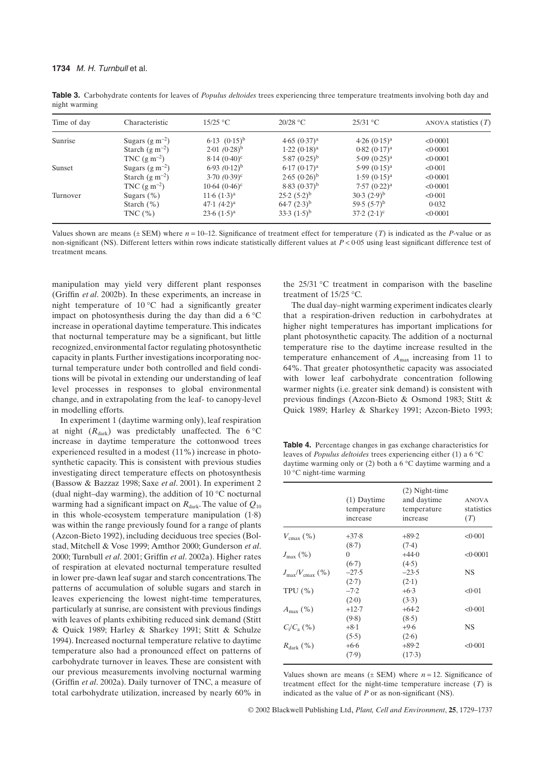**Table 3.** Carbohydrate contents for leaves of *Populus deltoides* trees experiencing three temperature treatments involving both day and night warming

| Time of day | Characteristic | 15/25 °C | 20/28 °C | 25/31 °C | ANOVA statistics (*T*) |
|---|---|---|---|---|---|
| Sunrise | Sugars (g $m^{-2}$) | 6·13 (0·15)[b] | 4·65 (0·37)[a] | 4·26 (0·15)[a] | <0·0001 |
| | Starch (g $m^{-2}$) | 2·01 (0·28)[b] | 1·22 (0·18)[a] | 0·82 (0·17)[a] | <0·0001 |
| | TNC (g $m^{-2}$) | 8·14 (0·40)[c] | 5·87 (0·25)[b] | 5·09 (0·25)[a] | <0·0001 |
| Sunset | Sugars (g $m^{-2}$) | 6·93 (0·12)[b] | 6·17 (0·17)[a] | 5·99 (0·15)[a] | <0·001 |
| | Starch (g $m^{-2}$) | 3·70 (0·39)[c] | 2·65 (0·26)[b] | 1·59 (0·15)[a] | <0·0001 |
| | TNC (g $m^{-2}$) | 10·64 (0·46)[c] | 8·83 (0·37)[b] | 7·57 (0·22)[a] | <0·0001 |
| Turnover | Sugars (%) | 11·6 (1·3)[a] | 25·2 (5·2)[b] | 30·3 (2·9)[b] | <0·001 |
| | Starch (%) | 47·1 (4·2)[a] | 64·7 (2·3)[b] | 59·5 (5·7)[b] | 0·032 |
| | TNC (%) | 23·6 (1·5)[a] | 33·3 (1·5)[b] | 37·2 (2·1)[c] | <0·0001 |

Values shown are means (± SEM) where *n* = 10–12. Significance of treatment effect for temperature (*T*) is indicated as the *P*-value or as non-significant (NS). Different letters within rows indicate statistically different values at *P* < 0·05 using least significant difference test of treatment means.

manipulation may yield very different plant responses (Griffin *et al*. 2002b). In these experiments, an increase in night temperature of 10 °C had a significantly greater impact on photosynthesis during the day than did a 6 °C increase in operational daytime temperature. This indicates that nocturnal temperature may be a significant, but little recognized, environmental factor regulating photosynthetic capacity in plants. Further investigations incorporating nocturnal temperature under both controlled and field conditions will be pivotal in extending our understanding of leaf level processes in responses to global environmental change, and in extrapolating from the leaf- to canopy-level in modelling efforts.

In experiment 1 (daytime warming only), leaf respiration at night ($R_{dark}$) was predictably unaffected. The 6 °C increase in daytime temperature the cottonwood trees experienced resulted in a modest (11%) increase in photosynthetic capacity. This is consistent with previous studies investigating direct temperature effects on photosynthesis (Bassow & Bazzaz 1998; Saxe *et al*. 2001). In experiment 2 (dual night–day warming), the addition of 10 °C nocturnal warming had a significant impact on $R_{dark}$. The value of $Q_{10}$ in this whole-ecosystem temperature manipulation (1·8) was within the range previously found for a range of plants (Azcon-Bieto 1992), including deciduous tree species (Bolstad, Mitchell & Vose 1999; Amthor 2000; Gunderson *et al*. 2000; Turnbull *et al*. 2001; Griffin *et al*. 2002a). Higher rates of respiration at elevated nocturnal temperature resulted in lower pre-dawn leaf sugar and starch concentrations. The patterns of accumulation of soluble sugars and starch in leaves experiencing the lowest night-time temperatures, particularly at sunrise, are consistent with previous findings with leaves of plants exhibiting reduced sink demand (Stitt & Quick 1989; Harley & Sharkey 1991; Stitt & Schulze 1994). Increased nocturnal temperature relative to daytime temperature also had a pronounced effect on patterns of carbohydrate turnover in leaves. These are consistent with our previous measurements involving nocturnal warming (Griffin *et al*. 2002a). Daily turnover of TNC, a measure of total carbohydrate utilization, increased by nearly 60% in the 25/31 °C treatment in comparison with the baseline treatment of 15/25 °C.

The dual day–night warming experiment indicates clearly that a respiration-driven reduction in carbohydrates at higher night temperatures has important implications for plant photosynthetic capacity. The addition of a nocturnal temperature rise to the daytime increase resulted in the temperature enhancement of $A_{max}$ increasing from 11 to 64%. That greater photosynthetic capacity was associated with lower leaf carbohydrate concentration following warmer nights (i.e. greater sink demand) is consistent with previous findings (Azcon-Bieto & Osmond 1983; Stitt & Quick 1989; Harley & Sharkey 1991; Azcon-Bieto 1993;

**Table 4.** Percentage changes in gas exchange characteristics for leaves of *Populus deltoides* trees experiencing either (1) a 6 °C daytime warming only or (2) both a 6 °C daytime warming and a 10 °C night-time warming

| | (1) Daytime temperature increase | (2) Night-time and daytime temperature increase | ANOVA statistics (*T*) |
|---|---|---|---|
| $V_{cmax}$ (%) | +37·8 (8·7) | +89·2 (7·4) | <0·001 |
| $J_{max}$ (%) | 0 (6·7) | +44·0 (4·5) | <0·0001 |
| $J_{max}/V_{cmax}$ (%) | −27·5 (2·7) | −23·5 (2·1) | NS |
| TPU (%) | −7·2 (2·0) | +6·3 (3·3) | <0·01 |
| $A_{max}$ (%) | +12·7 (9·8) | +64·2 (8·5) | <0·001 |
| $C_i/C_a$ (%) | +8·1 (5·5) | +9·6 (2·6) | NS |
| $R_{dark}$ (%) | +6·6 (7·9) | +89·2 (17·3) | <0·001 |

Values shown are means (± SEM) where *n* = 12. Significance of treatment effect for the night-time temperature increase (*T*) is indicated as the value of *P* or as non-significant (NS).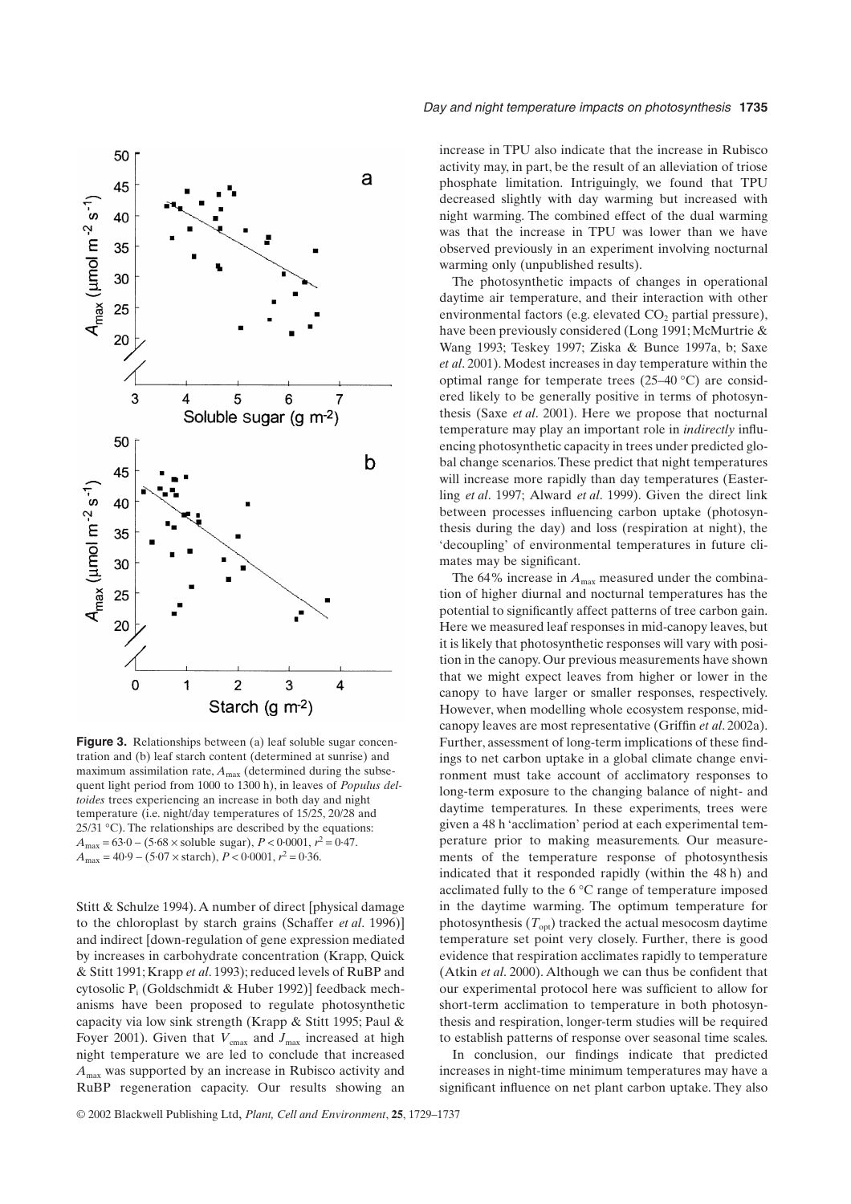**Figure 3.** Relationships between (a) leaf soluble sugar concentration and (b) leaf starch content (determined at sunrise) and maximum assimilation rate, $A_{max}$ (determined during the subsequent light period from 1000 to 1300 h), in leaves of *Populus deltoides* trees experiencing an increase in both day and night temperature (i.e. night/day temperatures of 15/25, 20/28 and 25/31 °C). The relationships are described by the equations: $A_{max} = 63{\cdot}0 - (5{\cdot}68 \times \text{soluble sugar})$, $P < 0{\cdot}0001$, $r^2 = 0{\cdot}47$. $A_{max} = 40{\cdot}9 - (5{\cdot}07 \times \text{starch})$, $P < 0{\cdot}0001$, $r^2 = 0{\cdot}36$.

Stitt & Schulze 1994). A number of direct [physical damage to the chloroplast by starch grains (Schaffer *et al*. 1996)] and indirect [down-regulation of gene expression mediated by increases in carbohydrate concentration (Krapp, Quick & Stitt 1991; Krapp *et al*. 1993); reduced levels of RuBP and cytosolic $P_i$ (Goldschmidt & Huber 1992)] feedback mechanisms have been proposed to regulate photosynthetic capacity via low sink strength (Krapp & Stitt 1995; Paul & Foyer 2001). Given that $V_{cmax}$ and $J_{max}$ increased at high night temperature we are led to conclude that increased $A_{max}$ was supported by an increase in Rubisco activity and RuBP regeneration capacity. Our results showing an increase in TPU also indicate that the increase in Rubisco activity may, in part, be the result of an alleviation of triose phosphate limitation. Intriguingly, we found that TPU decreased slightly with day warming but increased with night warming. The combined effect of the dual warming was that the increase in TPU was lower than we have observed previously in an experiment involving nocturnal warming only (unpublished results).

The photosynthetic impacts of changes in operational daytime air temperature, and their interaction with other environmental factors (e.g. elevated $CO_2$ partial pressure), have been previously considered (Long 1991; McMurtrie & Wang 1993; Teskey 1997; Ziska & Bunce 1997a, b; Saxe *et al*. 2001). Modest increases in day temperature within the optimal range for temperate trees (25–40 °C) are considered likely to be generally positive in terms of photosynthesis (Saxe *et al*. 2001). Here we propose that nocturnal temperature may play an important role in *indirectly* influencing photosynthetic capacity in trees under predicted global change scenarios. These predict that night temperatures will increase more rapidly than day temperatures (Easterling *et al*. 1997; Alward *et al*. 1999). Given the direct link between processes influencing carbon uptake (photosynthesis during the day) and loss (respiration at night), the 'decoupling' of environmental temperatures in future climates may be significant.

The 64% increase in $A_{max}$ measured under the combination of higher diurnal and nocturnal temperatures has the potential to significantly affect patterns of tree carbon gain. Here we measured leaf responses in mid-canopy leaves, but it is likely that photosynthetic responses will vary with position in the canopy. Our previous measurements have shown that we might expect leaves from higher or lower in the canopy to have larger or smaller responses, respectively. However, when modelling whole ecosystem response, mid-canopy leaves are most representative (Griffin *et al*. 2002a). Further, assessment of long-term implications of these findings to net carbon uptake in a global climate change environment must take account of acclimatory responses to long-term exposure to the changing balance of night- and daytime temperatures. In these experiments, trees were given a 48 h 'acclimation' period at each experimental temperature prior to making measurements. Our measurements of the temperature response of photosynthesis indicated that it responded rapidly (within the 48 h) and acclimated fully to the 6 °C range of temperature imposed in the daytime warming. The optimum temperature for photosynthesis ($T_{opt}$) tracked the actual mesocosm daytime temperature set point very closely. Further, there is good evidence that respiration acclimates rapidly to temperature (Atkin *et al*. 2000). Although we can thus be confident that our experimental protocol here was sufficient to allow for short-term acclimation to temperature in both photosynthesis and respiration, longer-term studies will be required to establish patterns of response over seasonal time scales.

In conclusion, our findings indicate that predicted increases in night-time minimum temperatures may have a significant influence on net plant carbon uptake. They also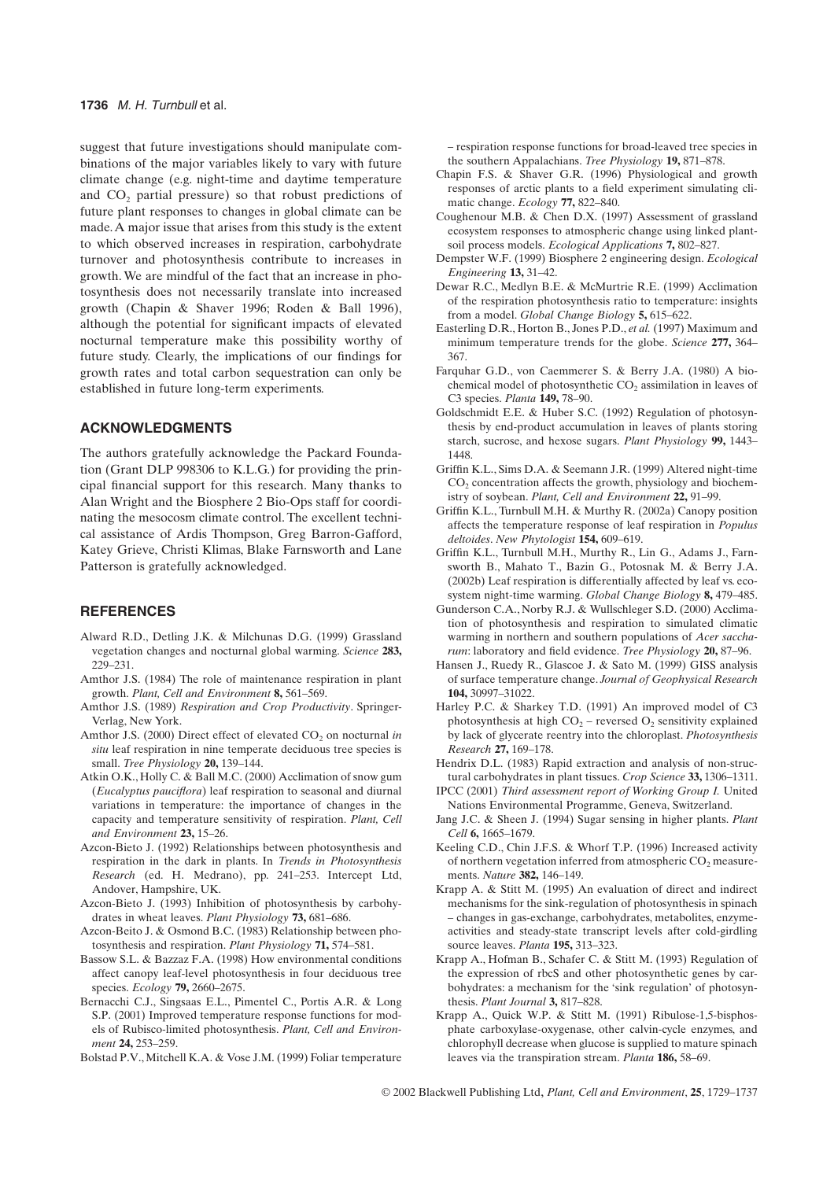suggest that future investigations should manipulate combinations of the major variables likely to vary with future climate change (e.g. night-time and daytime temperature and $CO_2$ partial pressure) so that robust predictions of future plant responses to changes in global climate can be made. A major issue that arises from this study is the extent to which observed increases in respiration, carbohydrate turnover and photosynthesis contribute to increases in growth. We are mindful of the fact that an increase in photosynthesis does not necessarily translate into increased growth (Chapin & Shaver 1996; Roden & Ball 1996), although the potential for significant impacts of elevated nocturnal temperature make this possibility worthy of future study. Clearly, the implications of our findings for growth rates and total carbon sequestration can only be established in future long-term experiments.

## ACKNOWLEDGMENTS

The authors gratefully acknowledge the Packard Foundation (Grant DLP 998306 to K.L.G.) for providing the principal financial support for this research. Many thanks to Alan Wright and the Biosphere 2 Bio-Ops staff for coordinating the mesocosm climate control. The excellent technical assistance of Ardis Thompson, Greg Barron-Gafford, Katey Grieve, Christi Klimas, Blake Farnsworth and Lane Patterson is gratefully acknowledged.

## REFERENCES

Alward R.D., Detling J.K. & Milchunas D.G. (1999) Grassland vegetation changes and nocturnal global warming. *Science* **283,** 229–231.

Amthor J.S. (1984) The role of maintenance respiration in plant growth. *Plant, Cell and Environment* **8,** 561–569.

Amthor J.S. (1989) *Respiration and Crop Productivity*. Springer-Verlag, New York.

Amthor J.S. (2000) Direct effect of elevated $CO_2$ on nocturnal *in situ* leaf respiration in nine temperate deciduous tree species is small. *Tree Physiology* **20,** 139–144.

Atkin O.K., Holly C. & Ball M.C. (2000) Acclimation of snow gum (*Eucalyptus pauciflora*) leaf respiration to seasonal and diurnal variations in temperature: the importance of changes in the capacity and temperature sensitivity of respiration. *Plant, Cell and Environment* **23,** 15–26.

Azcon-Bieto J. (1992) Relationships between photosynthesis and respiration in the dark in plants. In *Trends in Photosynthesis Research* (ed. H. Medrano), pp. 241–253. Intercept Ltd, Andover, Hampshire, UK.

Azcon-Bieto J. (1993) Inhibition of photosynthesis by carbohydrates in wheat leaves. *Plant Physiology* **73,** 681–686.

Azcon-Beito J. & Osmond B.C. (1983) Relationship between photosynthesis and respiration. *Plant Physiology* **71,** 574–581.

Bassow S.L. & Bazzaz F.A. (1998) How environmental conditions affect canopy leaf-level photosynthesis in four deciduous tree species. *Ecology* **79,** 2660–2675.

Bernacchi C.J., Singsaas E.L., Pimentel C., Portis A.R. & Long S.P. (2001) Improved temperature response functions for models of Rubisco-limited photosynthesis. *Plant, Cell and Environment* **24,** 253–259.

Bolstad P.V., Mitchell K.A. & Vose J.M. (1999) Foliar temperature – respiration response functions for broad-leaved tree species in the southern Appalachians. *Tree Physiology* **19,** 871–878.

Chapin F.S. & Shaver G.R. (1996) Physiological and growth responses of arctic plants to a field experiment simulating climatic change. *Ecology* **77,** 822–840.

Coughenour M.B. & Chen D.X. (1997) Assessment of grassland ecosystem responses to atmospheric change using linked plant-soil process models. *Ecological Applications* **7,** 802–827.

Dempster W.F. (1999) Biosphere 2 engineering design. *Ecological Engineering* **13,** 31–42.

Dewar R.C., Medlyn B.E. & McMurtrie R.E. (1999) Acclimation of the respiration photosynthesis ratio to temperature: insights from a model. *Global Change Biology* **5,** 615–622.

Easterling D.R., Horton B., Jones P.D., *et al.* (1997) Maximum and minimum temperature trends for the globe. *Science* **277,** 364–367.

Farquhar G.D., von Caemmerer S. & Berry J.A. (1980) A biochemical model of photosynthetic $CO_2$ assimilation in leaves of C3 species. *Planta* **149,** 78–90.

Goldschmidt E.E. & Huber S.C. (1992) Regulation of photosynthesis by end-product accumulation in leaves of plants storing starch, sucrose, and hexose sugars. *Plant Physiology* **99,** 1443–1448.

Griffin K.L., Sims D.A. & Seemann J.R. (1999) Altered night-time $CO_2$ concentration affects the growth, physiology and biochemistry of soybean. *Plant, Cell and Environment* **22,** 91–99.

Griffin K.L., Turnbull M.H. & Murthy R. (2002a) Canopy position affects the temperature response of leaf respiration in *Populus deltoides*. *New Phytologist* **154,** 609–619.

Griffin K.L., Turnbull M.H., Murthy R., Lin G., Adams J., Farnsworth B., Mahato T., Bazin G., Potosnak M. & Berry J.A. (2002b) Leaf respiration is differentially affected by leaf vs. ecosystem night-time warming. *Global Change Biology* **8,** 479–485.

Gunderson C.A., Norby R.J. & Wullschleger S.D. (2000) Acclimation of photosynthesis and respiration to simulated climatic warming in northern and southern populations of *Acer saccharum*: laboratory and field evidence. *Tree Physiology* **20,** 87–96.

Hansen J., Ruedy R., Glascoe J. & Sato M. (1999) GISS analysis of surface temperature change. *Journal of Geophysical Research* **104,** 30997–31022.

Harley P.C. & Sharkey T.D. (1991) An improved model of C3 photosynthesis at high $CO_2$ – reversed $O_2$ sensitivity explained by lack of glycerate reentry into the chloroplast. *Photosynthesis Research* **27,** 169–178.

Hendrix D.L. (1983) Rapid extraction and analysis of non-structural carbohydrates in plant tissues. *Crop Science* **33,** 1306–1311.

IPCC (2001) *Third assessment report of Working Group I.* United Nations Environmental Programme, Geneva, Switzerland.

Jang J.C. & Sheen J. (1994) Sugar sensing in higher plants. *Plant Cell* **6,** 1665–1679.

Keeling C.D., Chin J.F.S. & Whorf T.P. (1996) Increased activity of northern vegetation inferred from atmospheric $CO_2$ measurements. *Nature* **382,** 146–149.

Krapp A. & Stitt M. (1995) An evaluation of direct and indirect mechanisms for the sink-regulation of photosynthesis in spinach – changes in gas-exchange, carbohydrates, metabolites, enzyme-activities and steady-state transcript levels after cold-girdling source leaves. *Planta* **195,** 313–323.

Krapp A., Hofman B., Schafer C. & Stitt M. (1993) Regulation of the expression of rbcS and other photosynthetic genes by carbohydrates: a mechanism for the 'sink regulation' of photosynthesis. *Plant Journal* **3,** 817–828.

Krapp A., Quick W.P. & Stitt M. (1991) Ribulose-1,5-bisphosphate carboxylase-oxygenase, other calvin-cycle enzymes, and chlorophyll decrease when glucose is supplied to mature spinach leaves via the transpiration stream. *Planta* **186,** 58–69.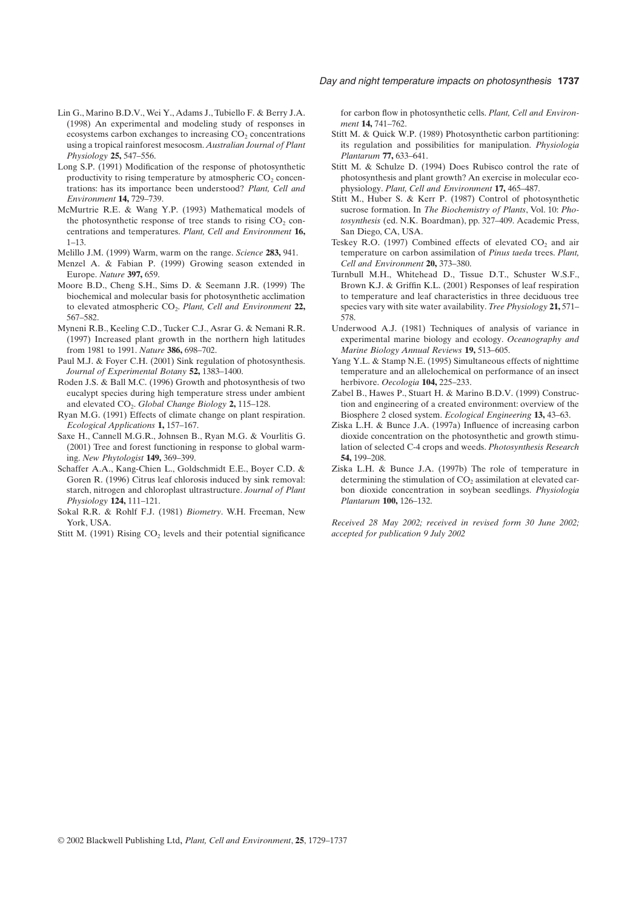Lin G., Marino B.D.V., Wei Y., Adams J., Tubiello F. & Berry J.A. (1998) An experimental and modeling study of responses in ecosystems carbon exchanges to increasing $CO_2$ concentrations using a tropical rainforest mesocosm. *Australian Journal of Plant Physiology* **25,** 547–556.

Long S.P. (1991) Modification of the response of photosynthetic productivity to rising temperature by atmospheric $CO_2$ concentrations: has its importance been understood? *Plant, Cell and Environment* **14,** 729–739.

McMurtrie R.E. & Wang Y.P. (1993) Mathematical models of the photosynthetic response of tree stands to rising $CO_2$ concentrations and temperatures. *Plant, Cell and Environment* **16,** 1–13.

Melillo J.M. (1999) Warm, warm on the range. *Science* **283,** 941.

Menzel A. & Fabian P. (1999) Growing season extended in Europe. *Nature* **397,** 659.

Moore B.D., Cheng S.H., Sims D. & Seemann J.R. (1999) The biochemical and molecular basis for photosynthetic acclimation to elevated atmospheric $CO_2$. *Plant, Cell and Environment* **22,** 567–582.

Myneni R.B., Keeling C.D., Tucker C.J., Asrar G. & Nemani R.R. (1997) Increased plant growth in the northern high latitudes from 1981 to 1991. *Nature* **386,** 698–702.

Paul M.J. & Foyer C.H. (2001) Sink regulation of photosynthesis. *Journal of Experimental Botany* **52,** 1383–1400.

Roden J.S. & Ball M.C. (1996) Growth and photosynthesis of two eucalypt species during high temperature stress under ambient and elevated $CO_2$. *Global Change Biology* **2,** 115–128.

Ryan M.G. (1991) Effects of climate change on plant respiration. *Ecological Applications* **1,** 157–167.

Saxe H., Cannell M.G.R., Johnsen B., Ryan M.G. & Vourlitis G. (2001) Tree and forest functioning in response to global warming. *New Phytologist* **149,** 369–399.

Schaffer A.A., Kang-Chien L., Goldschmidt E.E., Boyer C.D. & Goren R. (1996) Citrus leaf chlorosis induced by sink removal: starch, nitrogen and chloroplast ultrastructure. *Journal of Plant Physiology* **124,** 111–121.

Sokal R.R. & Rohlf F.J. (1981) *Biometry*. W.H. Freeman, New York, USA.

Stitt M. (1991) Rising $CO_2$ levels and their potential significance for carbon flow in photosynthetic cells. *Plant, Cell and Environment* **14,** 741–762.

Stitt M. & Quick W.P. (1989) Photosynthetic carbon partitioning: its regulation and possibilities for manipulation. *Physiologia Plantarum* **77,** 633–641.

Stitt M. & Schulze D. (1994) Does Rubisco control the rate of photosynthesis and plant growth? An exercise in molecular ecophysiology. *Plant, Cell and Environment* **17,** 465–487.

Stitt M., Huber S. & Kerr P. (1987) Control of photosynthetic sucrose formation. In *The Biochemistry of Plants*, Vol. 10: *Photosynthesis* (ed. N.K. Boardman), pp. 327–409. Academic Press, San Diego, CA, USA.

Teskey R.O. (1997) Combined effects of elevated $CO_2$ and air temperature on carbon assimilation of *Pinus taeda* trees. *Plant, Cell and Environment* **20,** 373–380.

Turnbull M.H., Whitehead D., Tissue D.T., Schuster W.S.F., Brown K.J. & Griffin K.L. (2001) Responses of leaf respiration to temperature and leaf characteristics in three deciduous tree species vary with site water availability. *Tree Physiology* **21,** 571–578.

Underwood A.J. (1981) Techniques of analysis of variance in experimental marine biology and ecology. *Oceanography and Marine Biology Annual Reviews* **19,** 513–605.

Yang Y.L. & Stamp N.E. (1995) Simultaneous effects of nighttime temperature and an allelochemical on performance of an insect herbivore. *Oecologia* **104,** 225–233.

Zabel B., Hawes P., Stuart H. & Marino B.D.V. (1999) Construction and engineering of a created environment: overview of the Biosphere 2 closed system. *Ecological Engineering* **13,** 43–63.

Ziska L.H. & Bunce J.A. (1997a) Influence of increasing carbon dioxide concentration on the photosynthetic and growth stimulation of selected C-4 crops and weeds. *Photosynthesis Research* **54,** 199–208.

Ziska L.H. & Bunce J.A. (1997b) The role of temperature in determining the stimulation of $CO_2$ assimilation at elevated carbon dioxide concentration in soybean seedlings. *Physiologia Plantarum* **100,** 126–132.

*Received 28 May 2002; received in revised form 30 June 2002; accepted for publication 9 July 2002*